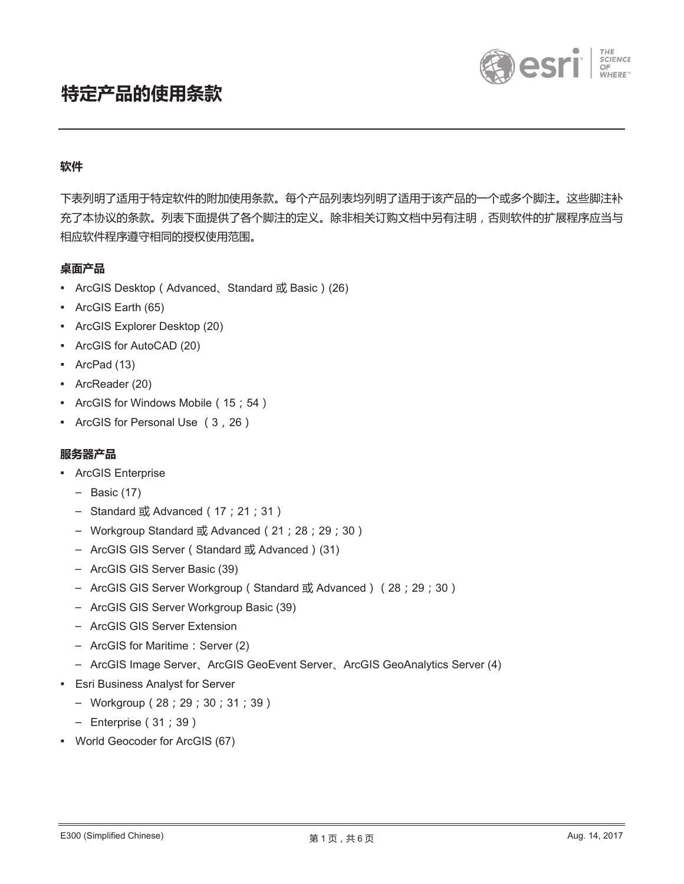# 特定产品的使用条款

## 软件

下表列明了适用于特定软件的附加使用条款。每个产品列表均列明了适用于该产品的一个或多个脚注。这些脚注补充了本协议的条款。列表下面提供了各个脚注的定义。除非相关订购文档中另有注明，否则软件的扩展程序应当与相应软件程序遵守相同的授权使用范围。

### 桌面产品

- ArcGIS Desktop（Advanced、Standard 或 Basic）(26)
- ArcGIS Earth (65)
- ArcGIS Explorer Desktop (20)
- ArcGIS for AutoCAD (20)
- ArcPad (13)
- ArcReader (20)
- ArcGIS for Windows Mobile（15；54）
- ArcGIS for Personal Use （3，26）

### 服务器产品

- ArcGIS Enterprise
  - Basic (17)
  - Standard 或 Advanced（17；21；31）
  - Workgroup Standard 或 Advanced（21；28；29；30）
  - ArcGIS GIS Server（Standard 或 Advanced）(31)
  - ArcGIS GIS Server Basic (39)
  - ArcGIS GIS Server Workgroup（Standard 或 Advanced）（28；29；30）
  - ArcGIS GIS Server Workgroup Basic (39)
  - ArcGIS GIS Server Extension
  - ArcGIS for Maritime：Server (2)
  - ArcGIS Image Server、ArcGIS GeoEvent Server、ArcGIS GeoAnalytics Server (4)
- Esri Business Analyst for Server
  - Workgroup（28；29；30；31；39）
  - Enterprise（31；39）
- World Geocoder for ArcGIS (67)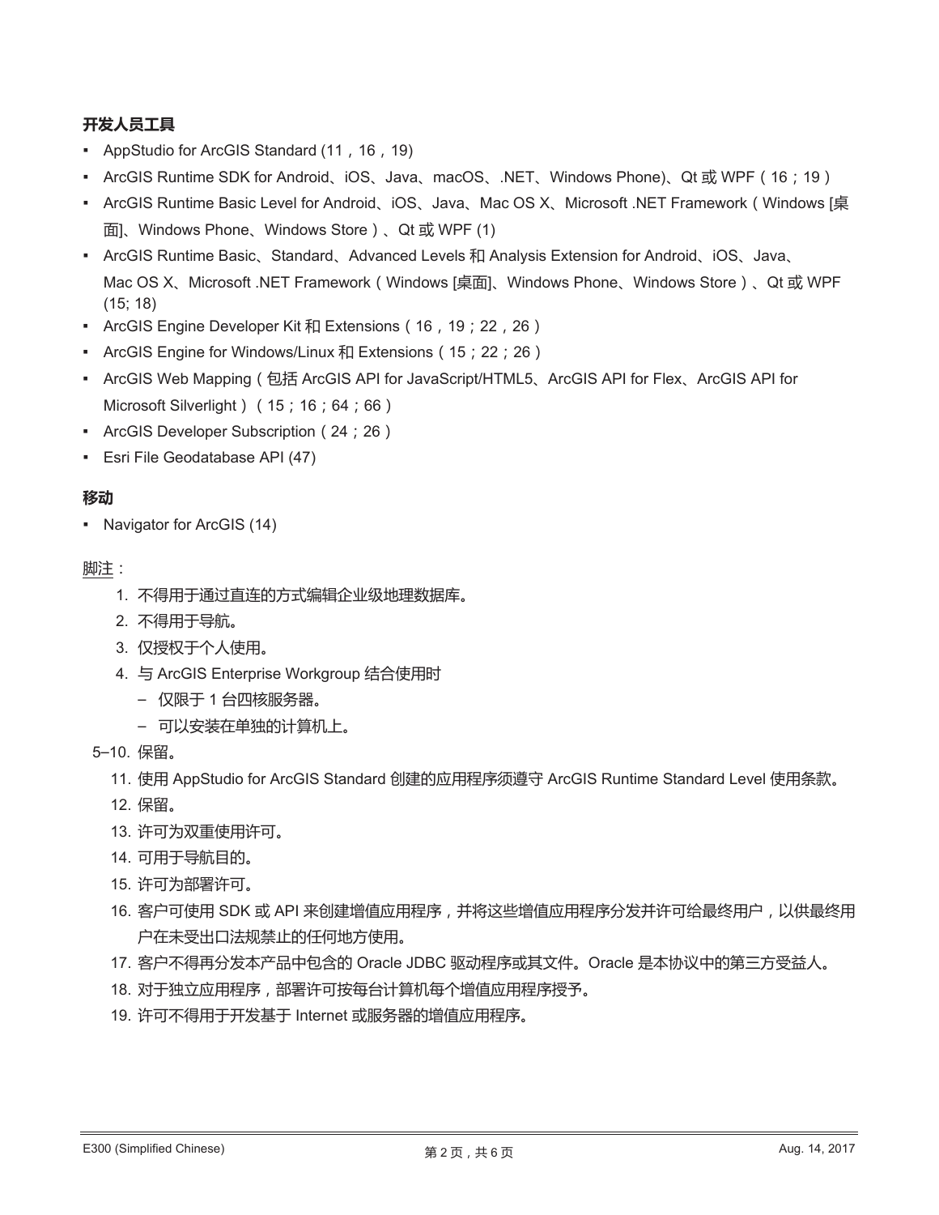**开发人员工具**

- AppStudio for ArcGIS Standard (11，16，19)
- ArcGIS Runtime SDK for Android、iOS、Java、macOS、.NET、Windows Phone)、Qt 或 WPF（16；19）
- ArcGIS Runtime Basic Level for Android、iOS、Java、Mac OS X、Microsoft .NET Framework（Windows [桌面]、Windows Phone、Windows Store）、Qt 或 WPF (1)
- ArcGIS Runtime Basic、Standard、Advanced Levels 和 Analysis Extension for Android、iOS、Java、Mac OS X、Microsoft .NET Framework（Windows [桌面]、Windows Phone、Windows Store）、Qt 或 WPF (15; 18)
- ArcGIS Engine Developer Kit 和 Extensions（16，19；22，26）
- ArcGIS Engine for Windows/Linux 和 Extensions（15；22；26）
- ArcGIS Web Mapping（包括 ArcGIS API for JavaScript/HTML5、ArcGIS API for Flex、ArcGIS API for Microsoft Silverlight）（15；16；64；66）
- ArcGIS Developer Subscription（24；26）
- Esri File Geodatabase API (47)

**移动**

- Navigator for ArcGIS (14)

脚注：

1. 不得用于通过直连的方式编辑企业级地理数据库。
2. 不得用于导航。
3. 仅授权于个人使用。
4. 与 ArcGIS Enterprise Workgroup 结合使用时
   - 仅限于 1 台四核服务器。
   - 可以安装在单独的计算机上。

5–10. 保留。

11. 使用 AppStudio for ArcGIS Standard 创建的应用程序须遵守 ArcGIS Runtime Standard Level 使用条款。
12. 保留。
13. 许可为双重使用许可。
14. 可用于导航目的。
15. 许可为部署许可。
16. 客户可使用 SDK 或 API 来创建增值应用程序，并将这些增值应用程序分发并许可给最终用户，以供最终用户在未受出口法规禁止的任何地方使用。
17. 客户不得再分发本产品中包含的 Oracle JDBC 驱动程序或其文件。Oracle 是本协议中的第三方受益人。
18. 对于独立应用程序，部署许可按每台计算机每个增值应用程序授予。
19. 许可不得用于开发基于 Internet 或服务器的增值应用程序。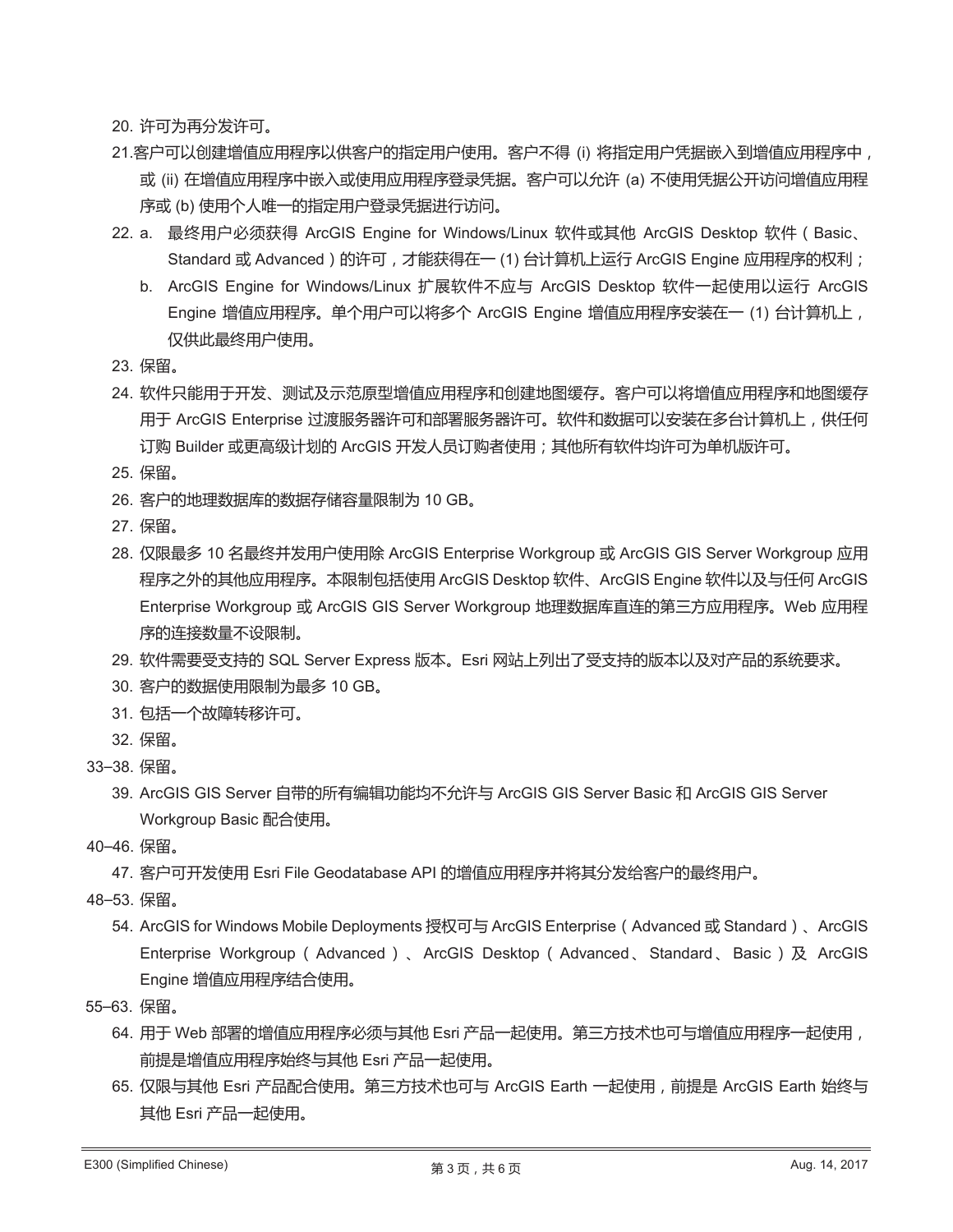20. 许可为再分发许可。

21. 客户可以创建增值应用程序以供客户的指定用户使用。客户不得 (i) 将指定用户凭据嵌入到增值应用程序中，或 (ii) 在增值应用程序中嵌入或使用应用程序登录凭据。客户可以允许 (a) 不使用凭据公开访问增值应用程序或 (b) 使用个人唯一的指定用户登录凭据进行访问。

22. a. 最终用户必须获得 ArcGIS Engine for Windows/Linux 软件或其他 ArcGIS Desktop 软件（Basic、Standard 或 Advanced）的许可，才能获得在一 (1) 台计算机上运行 ArcGIS Engine 应用程序的权利；
    b. ArcGIS Engine for Windows/Linux 扩展软件不应与 ArcGIS Desktop 软件一起使用以运行 ArcGIS Engine 增值应用程序。单个用户可以将多个 ArcGIS Engine 增值应用程序安装在一 (1) 台计算机上，仅供此最终用户使用。

23. 保留。

24. 软件只能用于开发、测试及示范原型增值应用程序和创建地图缓存。客户可以将增值应用程序和地图缓存用于 ArcGIS Enterprise 过渡服务器许可和部署服务器许可。软件和数据可以安装在多台计算机上，供任何订购 Builder 或更高级计划的 ArcGIS 开发人员订购者使用；其他所有软件均许可为单机版许可。

25. 保留。

26. 客户的地理数据库的数据存储容量限制为 10 GB。

27. 保留。

28. 仅限最多 10 名最终并发用户使用除 ArcGIS Enterprise Workgroup 或 ArcGIS GIS Server Workgroup 应用程序之外的其他应用程序。本限制包括使用 ArcGIS Desktop 软件、ArcGIS Engine 软件以及与任何 ArcGIS Enterprise Workgroup 或 ArcGIS GIS Server Workgroup 地理数据库直连的第三方应用程序。Web 应用程序的连接数量不设限制。

29. 软件需要受支持的 SQL Server Express 版本。Esri 网站上列出了受支持的版本以及对产品的系统要求。

30. 客户的数据使用限制为最多 10 GB。

31. 包括一个故障转移许可。

32. 保留。

33–38. 保留。

39. ArcGIS GIS Server 自带的所有编辑功能均不允许与 ArcGIS GIS Server Basic 和 ArcGIS GIS Server Workgroup Basic 配合使用。

40–46. 保留。

47. 客户可开发使用 Esri File Geodatabase API 的增值应用程序并将其分发给客户的最终用户。

48–53. 保留。

54. ArcGIS for Windows Mobile Deployments 授权可与 ArcGIS Enterprise（Advanced 或 Standard）、ArcGIS Enterprise Workgroup（Advanced）、ArcGIS Desktop（Advanced、Standard、Basic）及 ArcGIS Engine 增值应用程序结合使用。

55–63. 保留。

64. 用于 Web 部署的增值应用程序必须与其他 Esri 产品一起使用。第三方技术也可与增值应用程序一起使用，前提是增值应用程序始终与其他 Esri 产品一起使用。

65. 仅限与其他 Esri 产品配合使用。第三方技术也可与 ArcGIS Earth 一起使用，前提是 ArcGIS Earth 始终与其他 Esri 产品一起使用。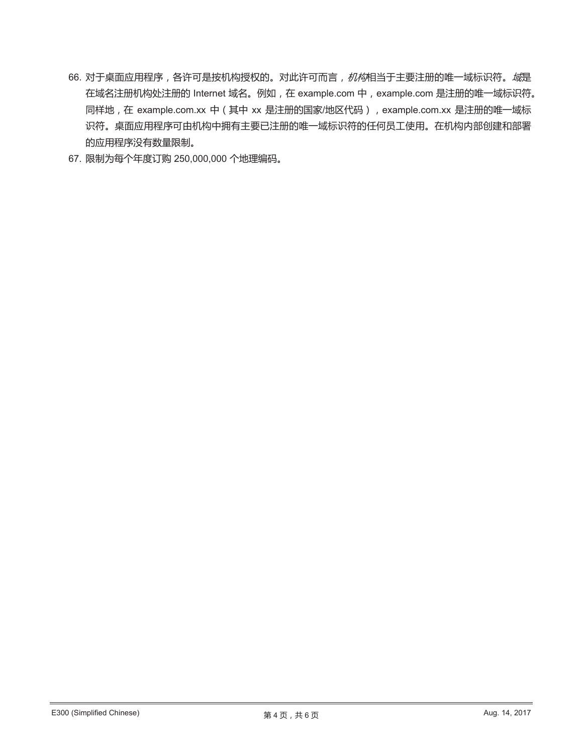66. 对于桌面应用程序，各许可是按机构授权的。对此许可而言，*机构*相当于主要注册的唯一域标识符。*域*是在域名注册机构处注册的 Internet 域名。例如，在 example.com 中，example.com 是注册的唯一域标识符。同样地，在 example.com.xx 中（其中 xx 是注册的国家/地区代码），example.com.xx 是注册的唯一域标识符。桌面应用程序可由机构中拥有主要已注册的唯一域标识符的任何员工使用。在机构内部创建和部署的应用程序没有数量限制。
67. 限制为每个年度订购 250,000,000 个地理编码。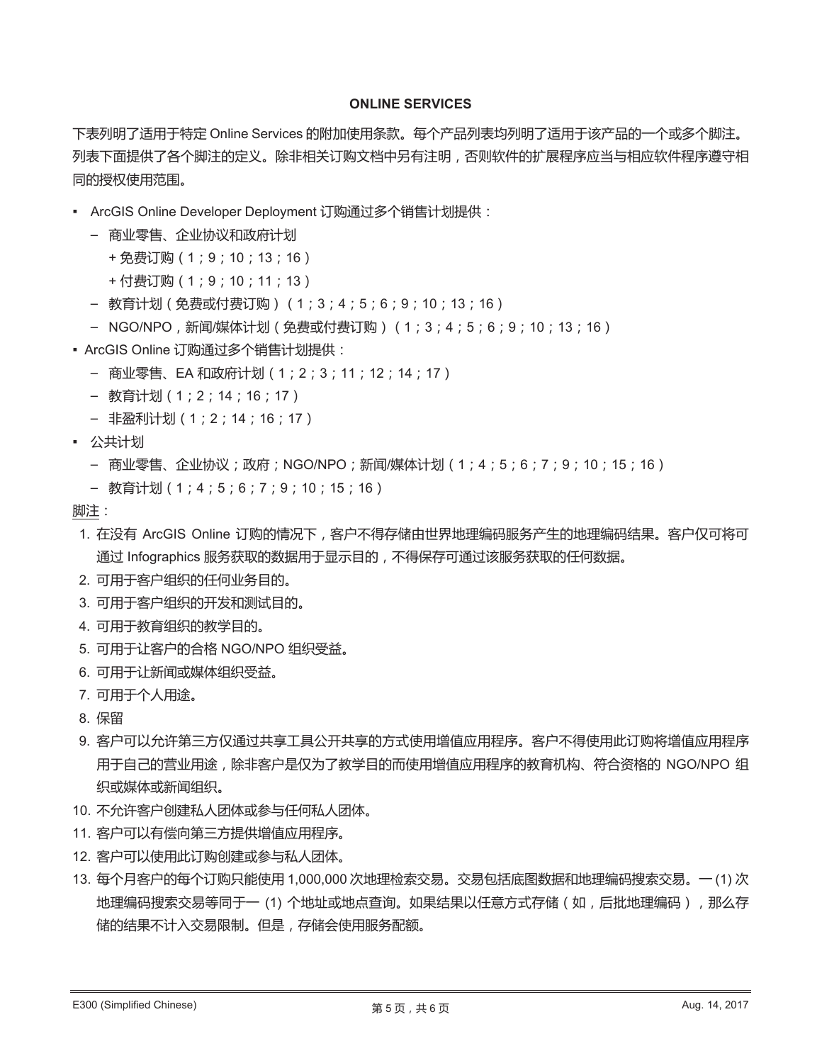**ONLINE SERVICES**

下表列明了适用于特定 Online Services 的附加使用条款。每个产品列表均列明了适用于该产品的一个或多个脚注。列表下面提供了各个脚注的定义。除非相关订购文档中另有注明，否则软件的扩展程序应当与相应软件程序遵守相同的授权使用范围。

- ArcGIS Online Developer Deployment 订购通过多个销售计划提供：
  - 商业零售、企业协议和政府计划
    - + 免费订购（1；9；10；13；16）
    - + 付费订购（1；9；10；11；13）
  - 教育计划（免费或付费订购）（1；3；4；5；6；9；10；13；16）
  - NGO/NPO，新闻/媒体计划（免费或付费订购）（1；3；4；5；6；9；10；13；16）
- ArcGIS Online 订购通过多个销售计划提供：
  - 商业零售、EA 和政府计划（1；2；3；11；12；14；17）
  - 教育计划（1；2；14；16；17）
  - 非盈利计划（1；2；14；16；17）
- 公共计划
  - 商业零售、企业协议；政府；NGO/NPO；新闻/媒体计划（1；4；5；6；7；9；10；15；16）
  - 教育计划（1；4；5；6；7；9；10；15；16）

<u>脚注</u>：

1. 在没有 ArcGIS Online 订购的情况下，客户不得存储由世界地理编码服务产生的地理编码结果。客户仅可将可通过 Infographics 服务获取的数据用于显示目的，不得保存可通过该服务获取的任何数据。
2. 可用于客户组织的任何业务目的。
3. 可用于客户组织的开发和测试目的。
4. 可用于教育组织的教学目的。
5. 可用于让客户的合格 NGO/NPO 组织受益。
6. 可用于让新闻或媒体组织受益。
7. 可用于个人用途。
8. 保留
9. 客户可以允许第三方仅通过共享工具公开共享的方式使用增值应用程序。客户不得使用此订购将增值应用程序用于自己的营业用途，除非客户是仅为了教学目的而使用增值应用程序的教育机构、符合资格的 NGO/NPO 组织或媒体或新闻组织。
10. 不允许客户创建私人团体或参与任何私人团体。
11. 客户可以有偿向第三方提供增值应用程序。
12. 客户可以使用此订购创建或参与私人团体。
13. 每个月客户的每个订购只能使用 1,000,000 次地理检索交易。交易包括底图数据和地理编码搜索交易。一 (1) 次地理编码搜索交易等同于一 (1) 个地址或地点查询。如果结果以任意方式存储（如，后批地理编码），那么存储的结果不计入交易限制。但是，存储会使用服务配额。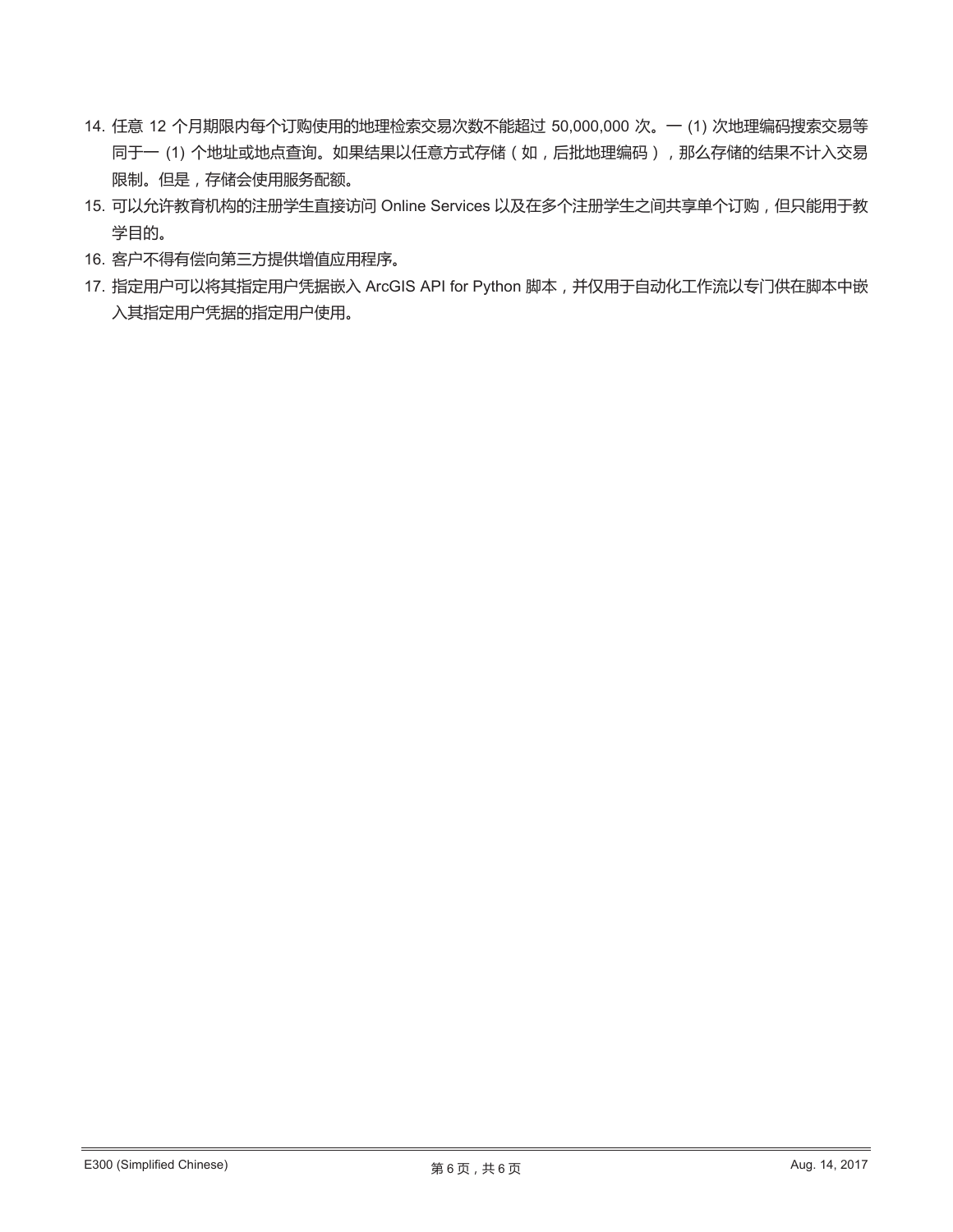14. 任意 12 个月期限内每个订购使用的地理检索交易次数不能超过 50,000,000 次。一 (1) 次地理编码搜索交易等同于一 (1) 个地址或地点查询。如果结果以任意方式存储（如，后批地理编码），那么存储的结果不计入交易限制。但是，存储会使用服务配额。
15. 可以允许教育机构的注册学生直接访问 Online Services 以及在多个注册学生之间共享单个订购，但只能用于教学目的。
16. 客户不得有偿向第三方提供增值应用程序。
17. 指定用户可以将其指定用户凭据嵌入 ArcGIS API for Python 脚本，并仅用于自动化工作流以专门供在脚本中嵌入其指定用户凭据的指定用户使用。